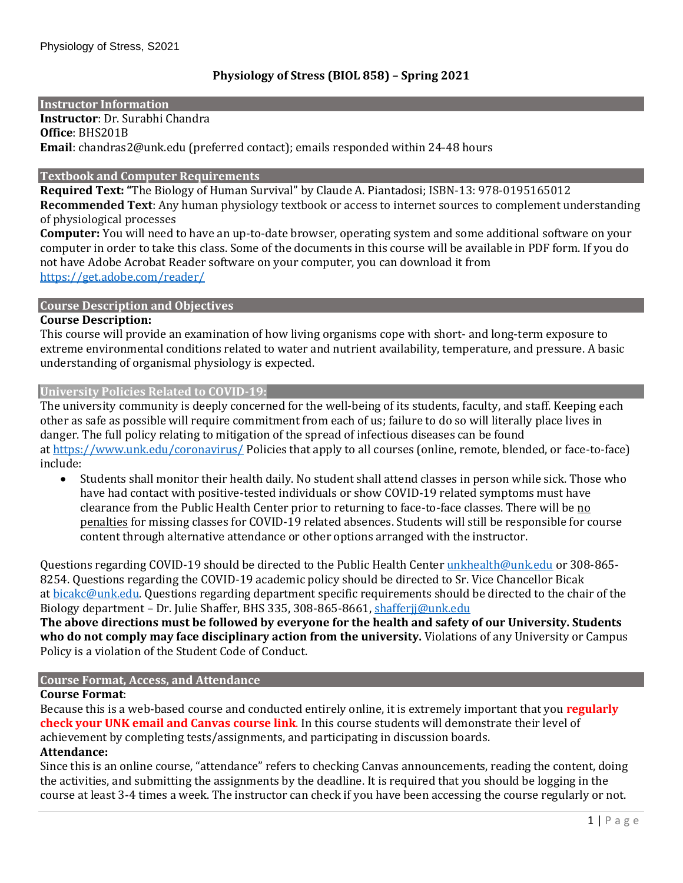# Physiology of Stress (BIOL 858) – Spring 2021

## Instructor Information

**Instructor**: Dr. Surabhi Chandra
**Office**: BHS201B
**Email**: chandras2@unk.edu (preferred contact); emails responded within 24-48 hours

## Textbook and Computer Requirements

**Required Text:** "The Biology of Human Survival" by Claude A. Piantadosi; ISBN-13: 978-0195165012
**Recommended Text**: Any human physiology textbook or access to internet sources to complement understanding of physiological processes
**Computer:** You will need to have an up-to-date browser, operating system and some additional software on your computer in order to take this class. Some of the documents in this course will be available in PDF form. If you do not have Adobe Acrobat Reader software on your computer, you can download it from https://get.adobe.com/reader/

## Course Description and Objectives

**Course Description:**
This course will provide an examination of how living organisms cope with short- and long-term exposure to extreme environmental conditions related to water and nutrient availability, temperature, and pressure. A basic understanding of organismal physiology is expected.

## University Policies Related to COVID-19:

The university community is deeply concerned for the well-being of its students, faculty, and staff. Keeping each other as safe as possible will require commitment from each of us; failure to do so will literally place lives in danger. The full policy relating to mitigation of the spread of infectious diseases can be found at https://www.unk.edu/coronavirus/ Policies that apply to all courses (online, remote, blended, or face-to-face) include:

- Students shall monitor their health daily. No student shall attend classes in person while sick. Those who have had contact with positive-tested individuals or show COVID-19 related symptoms must have clearance from the Public Health Center prior to returning to face-to-face classes. There will be no penalties for missing classes for COVID-19 related absences. Students will still be responsible for course content through alternative attendance or other options arranged with the instructor.

Questions regarding COVID-19 should be directed to the Public Health Center unkhealth@unk.edu or 308-865-8254. Questions regarding the COVID-19 academic policy should be directed to Sr. Vice Chancellor Bicak at bicakc@unk.edu. Questions regarding department specific requirements should be directed to the chair of the Biology department – Dr. Julie Shaffer, BHS 335, 308-865-8661, shafferjj@unk.edu
**The above directions must be followed by everyone for the health and safety of our University. Students who do not comply may face disciplinary action from the university.** Violations of any University or Campus Policy is a violation of the Student Code of Conduct.

## Course Format, Access, and Attendance

**Course Format**:
Because this is a web-based course and conducted entirely online, it is extremely important that you **regularly check your UNK email and Canvas course link**. In this course students will demonstrate their level of achievement by completing tests/assignments, and participating in discussion boards.
**Attendance:**
Since this is an online course, "attendance" refers to checking Canvas announcements, reading the content, doing the activities, and submitting the assignments by the deadline. It is required that you should be logging in the course at least 3-4 times a week. The instructor can check if you have been accessing the course regularly or not.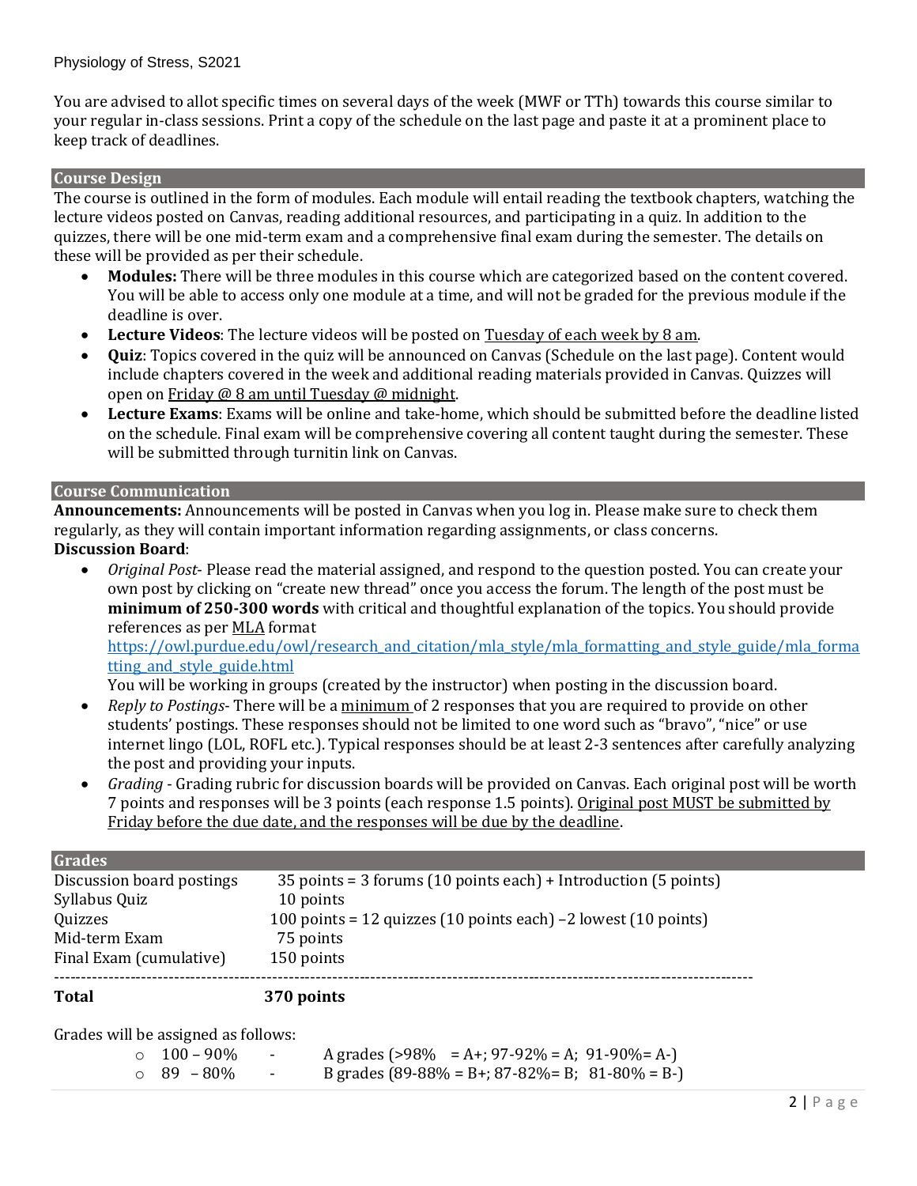You are advised to allot specific times on several days of the week (MWF or TTh) towards this course similar to your regular in-class sessions. Print a copy of the schedule on the last page and paste it at a prominent place to keep track of deadlines.

## Course Design

The course is outlined in the form of modules. Each module will entail reading the textbook chapters, watching the lecture videos posted on Canvas, reading additional resources, and participating in a quiz. In addition to the quizzes, there will be one mid-term exam and a comprehensive final exam during the semester. The details on these will be provided as per their schedule.

- **Modules:** There will be three modules in this course which are categorized based on the content covered. You will be able to access only one module at a time, and will not be graded for the previous module if the deadline is over.
- **Lecture Videos**: The lecture videos will be posted on Tuesday of each week by 8 am.
- **Quiz**: Topics covered in the quiz will be announced on Canvas (Schedule on the last page). Content would include chapters covered in the week and additional reading materials provided in Canvas. Quizzes will open on Friday @ 8 am until Tuesday @ midnight.
- **Lecture Exams**: Exams will be online and take-home, which should be submitted before the deadline listed on the schedule. Final exam will be comprehensive covering all content taught during the semester. These will be submitted through turnitin link on Canvas.

## Course Communication

**Announcements:** Announcements will be posted in Canvas when you log in. Please make sure to check them regularly, as they will contain important information regarding assignments, or class concerns.

**Discussion Board**:

- *Original Post*- Please read the material assigned, and respond to the question posted. You can create your own post by clicking on "create new thread" once you access the forum. The length of the post must be **minimum of 250-300 words** with critical and thoughtful explanation of the topics. You should provide references as per MLA format https://owl.purdue.edu/owl/research_and_citation/mla_style/mla_formatting_and_style_guide/mla_formatting_and_style_guide.html
  You will be working in groups (created by the instructor) when posting in the discussion board.
- *Reply to Postings*- There will be a minimum of 2 responses that you are required to provide on other students' postings. These responses should not be limited to one word such as "bravo", "nice" or use internet lingo (LOL, ROFL etc.). Typical responses should be at least 2-3 sentences after carefully analyzing the post and providing your inputs.
- *Grading* - Grading rubric for discussion boards will be provided on Canvas. Each original post will be worth 7 points and responses will be 3 points (each response 1.5 points). Original post MUST be submitted by Friday before the due date, and the responses will be due by the deadline.

## Grades

| | |
|---|---|
| Discussion board postings | 35 points = 3 forums (10 points each) + Introduction (5 points) |
| Syllabus Quiz | 10 points |
| Quizzes | 100 points = 12 quizzes (10 points each) –2 lowest (10 points) |
| Mid-term Exam | 75 points |
| Final Exam (cumulative) | 150 points |
| **Total** | **370 points** |

Grades will be assigned as follows:

- 100 – 90% - A grades (>98% = A+; 97-92% = A; 91-90%= A-)
- 89 – 80% - B grades (89-88% = B+; 87-82%= B; 81-80% = B-)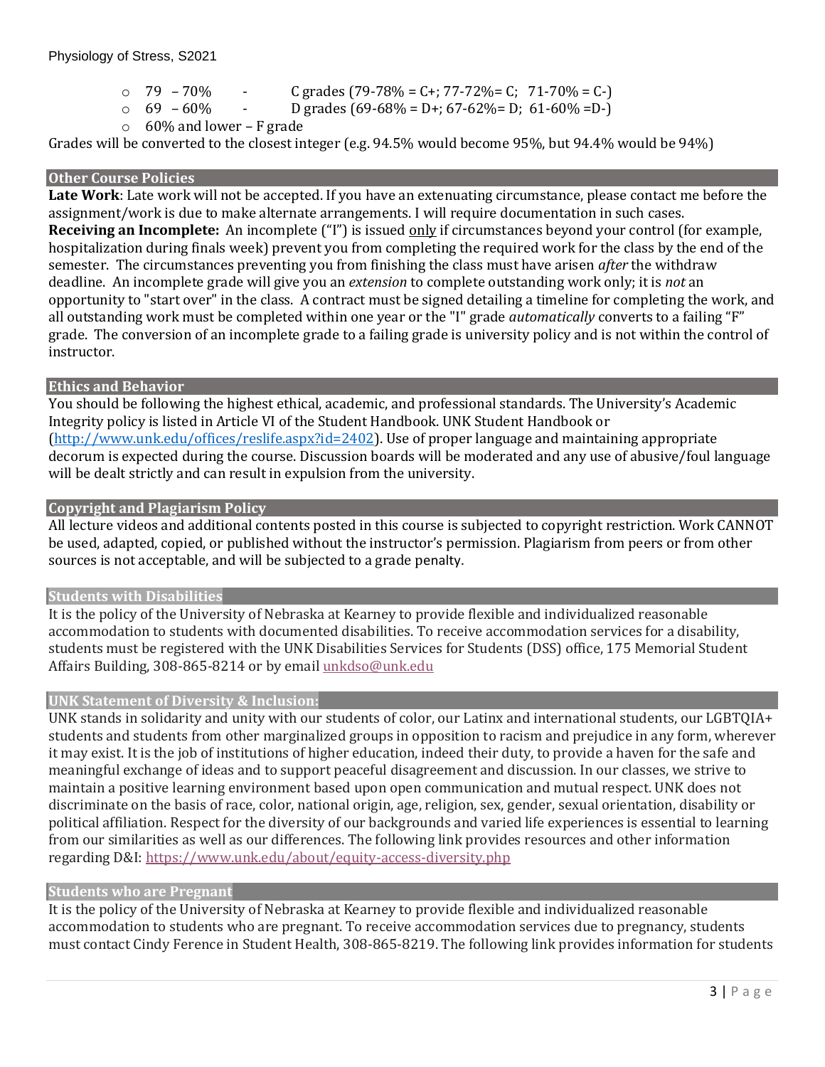- 79 – 70% - C grades (79-78% = C+; 77-72%= C; 71-70% = C-)
- 69 – 60% - D grades (69-68% = D+; 67-62%= D; 61-60% =D-)
- 60% and lower – F grade

Grades will be converted to the closest integer (e.g. 94.5% would become 95%, but 94.4% would be 94%)

## Other Course Policies

**Late Work**: Late work will not be accepted. If you have an extenuating circumstance, please contact me before the assignment/work is due to make alternate arrangements. I will require documentation in such cases.

**Receiving an Incomplete:** An incomplete ("I") is issued only if circumstances beyond your control (for example, hospitalization during finals week) prevent you from completing the required work for the class by the end of the semester. The circumstances preventing you from finishing the class must have arisen *after* the withdraw deadline. An incomplete grade will give you an *extension* to complete outstanding work only; it is *not* an opportunity to "start over" in the class. A contract must be signed detailing a timeline for completing the work, and all outstanding work must be completed within one year or the "I" grade *automatically* converts to a failing "F" grade. The conversion of an incomplete grade to a failing grade is university policy and is not within the control of instructor.

## Ethics and Behavior

You should be following the highest ethical, academic, and professional standards. The University's Academic Integrity policy is listed in Article VI of the Student Handbook. UNK Student Handbook or (http://www.unk.edu/offices/reslife.aspx?id=2402). Use of proper language and maintaining appropriate decorum is expected during the course. Discussion boards will be moderated and any use of abusive/foul language will be dealt strictly and can result in expulsion from the university.

## Copyright and Plagiarism Policy

All lecture videos and additional contents posted in this course is subjected to copyright restriction. Work CANNOT be used, adapted, copied, or published without the instructor's permission. Plagiarism from peers or from other sources is not acceptable, and will be subjected to a grade penalty.

## Students with Disabilities

It is the policy of the University of Nebraska at Kearney to provide flexible and individualized reasonable accommodation to students with documented disabilities. To receive accommodation services for a disability, students must be registered with the UNK Disabilities Services for Students (DSS) office, 175 Memorial Student Affairs Building, 308-865-8214 or by email unkdso@unk.edu

## UNK Statement of Diversity & Inclusion:

UNK stands in solidarity and unity with our students of color, our Latinx and international students, our LGBTQIA+ students and students from other marginalized groups in opposition to racism and prejudice in any form, wherever it may exist. It is the job of institutions of higher education, indeed their duty, to provide a haven for the safe and meaningful exchange of ideas and to support peaceful disagreement and discussion. In our classes, we strive to maintain a positive learning environment based upon open communication and mutual respect. UNK does not discriminate on the basis of race, color, national origin, age, religion, sex, gender, sexual orientation, disability or political affiliation. Respect for the diversity of our backgrounds and varied life experiences is essential to learning from our similarities as well as our differences. The following link provides resources and other information regarding D&I: https://www.unk.edu/about/equity-access-diversity.php

## Students who are Pregnant

It is the policy of the University of Nebraska at Kearney to provide flexible and individualized reasonable accommodation to students who are pregnant. To receive accommodation services due to pregnancy, students must contact Cindy Ference in Student Health, 308-865-8219. The following link provides information for students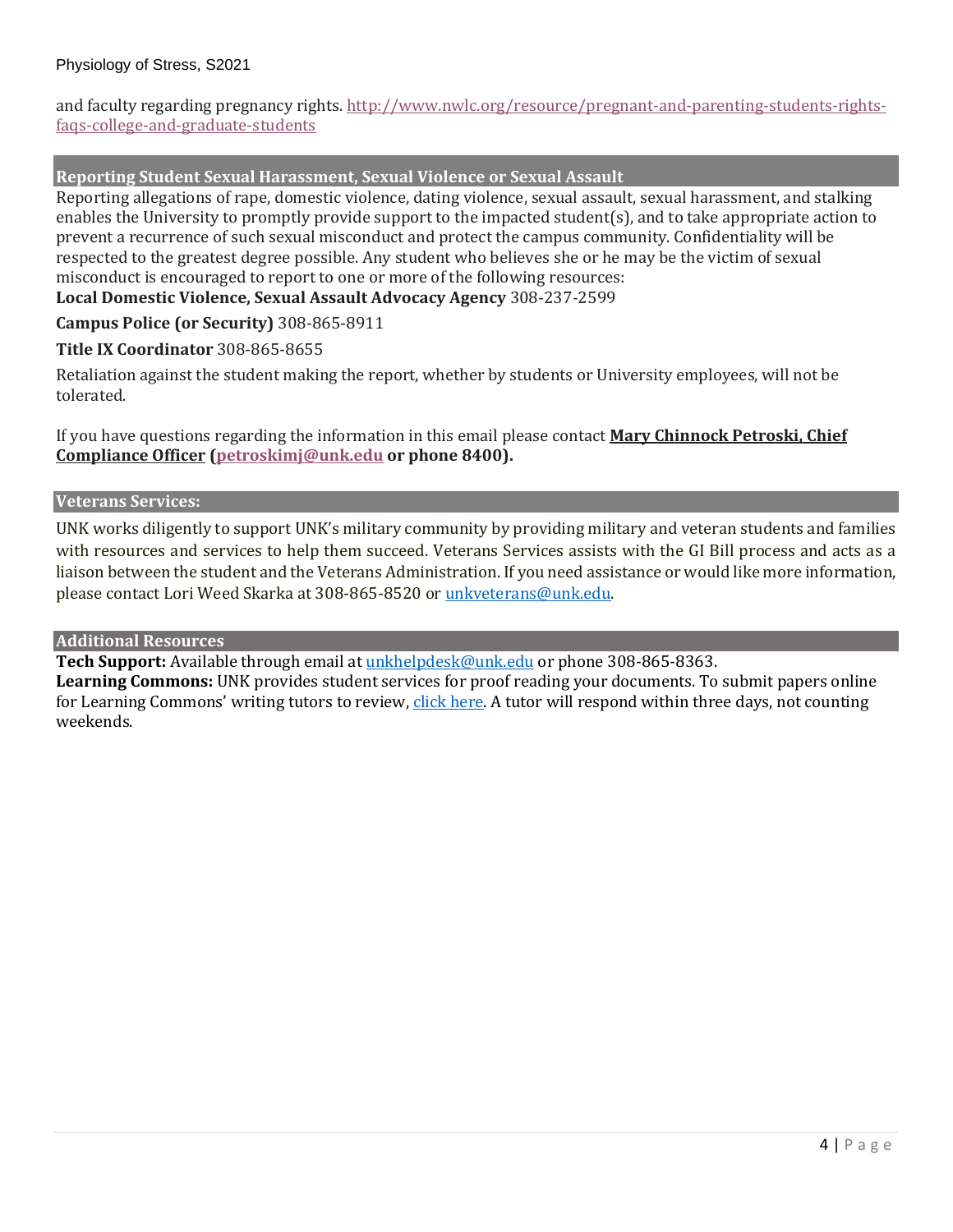and faculty regarding pregnancy rights. [http://www.nwlc.org/resource/pregnant-and-parenting-students-rights-faqs-college-and-graduate-students](http://www.nwlc.org/resource/pregnant-and-parenting-students-rights-faqs-college-and-graduate-students)

## Reporting Student Sexual Harassment, Sexual Violence or Sexual Assault

Reporting allegations of rape, domestic violence, dating violence, sexual assault, sexual harassment, and stalking enables the University to promptly provide support to the impacted student(s), and to take appropriate action to prevent a recurrence of such sexual misconduct and protect the campus community. Confidentiality will be respected to the greatest degree possible. Any student who believes she or he may be the victim of sexual misconduct is encouraged to report to one or more of the following resources:

**Local Domestic Violence, Sexual Assault Advocacy Agency** 308-237-2599

**Campus Police (or Security)** 308-865-8911

**Title IX Coordinator** 308-865-8655

Retaliation against the student making the report, whether by students or University employees, will not be tolerated.

If you have questions regarding the information in this email please contact **Mary Chinnock Petroski, Chief Compliance Officer (petroskimj@unk.edu or phone 8400).**

## Veterans Services:

UNK works diligently to support UNK's military community by providing military and veteran students and families with resources and services to help them succeed. Veterans Services assists with the GI Bill process and acts as a liaison between the student and the Veterans Administration. If you need assistance or would like more information, please contact Lori Weed Skarka at 308-865-8520 or unkveterans@unk.edu.

## Additional Resources

**Tech Support:** Available through email at unkhelpdesk@unk.edu or phone 308-865-8363.
**Learning Commons:** UNK provides student services for proof reading your documents. To submit papers online for Learning Commons' writing tutors to review, click here. A tutor will respond within three days, not counting weekends.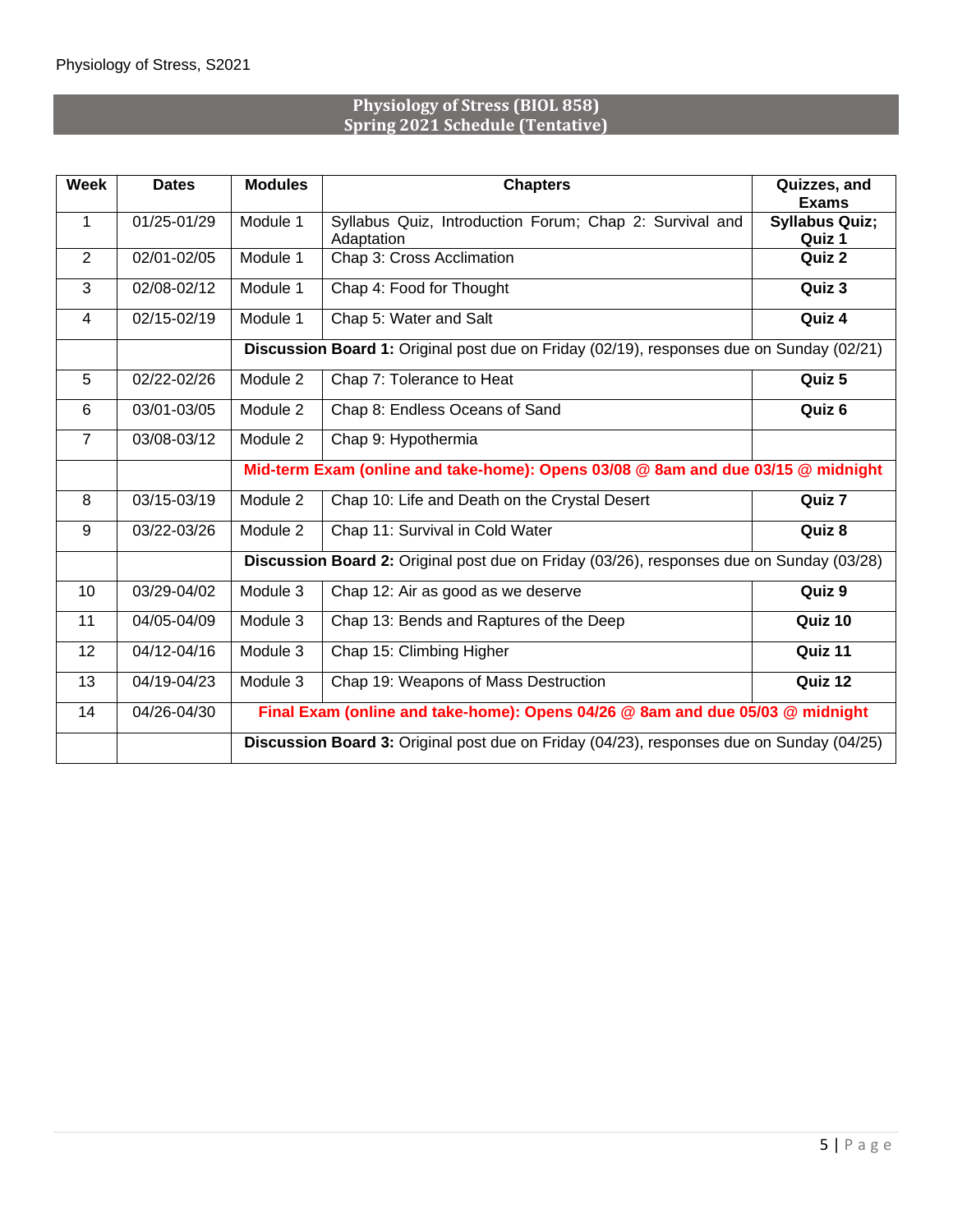## Physiology of Stress (BIOL 858)
## Spring 2021 Schedule (Tentative)

| Week | Dates | Modules | Chapters | Quizzes, and Exams |
|---|---|---|---|---|
| 1 | 01/25-01/29 | Module 1 | Syllabus Quiz, Introduction Forum; Chap 2: Survival and Adaptation | **Syllabus Quiz; Quiz 1** |
| 2 | 02/01-02/05 | Module 1 | Chap 3: Cross Acclimation | **Quiz 2** |
| 3 | 02/08-02/12 | Module 1 | Chap 4: Food for Thought | **Quiz 3** |
| 4 | 02/15-02/19 | Module 1 | Chap 5: Water and Salt | **Quiz 4** |
| | | **Discussion Board 1:** Original post due on Friday (02/19), responses due on Sunday (02/21) | | |
| 5 | 02/22-02/26 | Module 2 | Chap 7: Tolerance to Heat | **Quiz 5** |
| 6 | 03/01-03/05 | Module 2 | Chap 8: Endless Oceans of Sand | **Quiz 6** |
| 7 | 03/08-03/12 | Module 2 | Chap 9: Hypothermia | |
| | | **Mid-term Exam (online and take-home): Opens 03/08 @ 8am and due 03/15 @ midnight** | | |
| 8 | 03/15-03/19 | Module 2 | Chap 10: Life and Death on the Crystal Desert | **Quiz 7** |
| 9 | 03/22-03/26 | Module 2 | Chap 11: Survival in Cold Water | **Quiz 8** |
| | | **Discussion Board 2:** Original post due on Friday (03/26), responses due on Sunday (03/28) | | |
| 10 | 03/29-04/02 | Module 3 | Chap 12: Air as good as we deserve | **Quiz 9** |
| 11 | 04/05-04/09 | Module 3 | Chap 13: Bends and Raptures of the Deep | **Quiz 10** |
| 12 | 04/12-04/16 | Module 3 | Chap 15: Climbing Higher | **Quiz 11** |
| 13 | 04/19-04/23 | Module 3 | Chap 19: Weapons of Mass Destruction | **Quiz 12** |
| 14 | 04/26-04/30 | **Final Exam (online and take-home): Opens 04/26 @ 8am and due 05/03 @ midnight** | | |
| | | **Discussion Board 3:** Original post due on Friday (04/23), responses due on Sunday (04/25) | | |